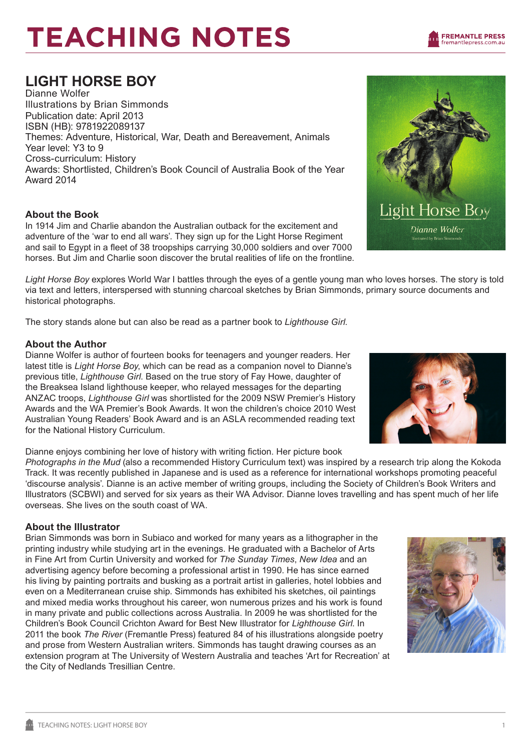# TEACHING NOTES

## LIGHT HORSE BOY

Dianne Wolfer
Illustrations by Brian Simmonds
Publication date: April 2013
ISBN (HB): 9781922089137
Themes: Adventure, Historical, War, Death and Bereavement, Animals
Year level: Y3 to 9
Cross-curriculum: History
Awards: Shortlisted, Children's Book Council of Australia Book of the Year Award 2014

### About the Book

In 1914 Jim and Charlie abandon the Australian outback for the excitement and adventure of the 'war to end all wars'. They sign up for the Light Horse Regiment and sail to Egypt in a fleet of 38 troopships carrying 30,000 soldiers and over 7000 horses. But Jim and Charlie soon discover the brutal realities of life on the frontline.

*Light Horse Boy* explores World War I battles through the eyes of a gentle young man who loves horses. The story is told via text and letters, interspersed with stunning charcoal sketches by Brian Simmonds, primary source documents and historical photographs.

The story stands alone but can also be read as a partner book to *Lighthouse Girl*.

### About the Author

Dianne Wolfer is author of fourteen books for teenagers and younger readers. Her latest title is *Light Horse Boy*, which can be read as a companion novel to Dianne's previous title, *Lighthouse Girl*. Based on the true story of Fay Howe, daughter of the Breaksea Island lighthouse keeper, who relayed messages for the departing ANZAC troops, *Lighthouse Girl* was shortlisted for the 2009 NSW Premier's History Awards and the WA Premier's Book Awards. It won the children's choice 2010 West Australian Young Readers' Book Award and is an ASLA recommended reading text for the National History Curriculum.

Dianne enjoys combining her love of history with writing fiction. Her picture book *Photographs in the Mud* (also a recommended History Curriculum text) was inspired by a research trip along the Kokoda Track. It was recently published in Japanese and is used as a reference for international workshops promoting peaceful 'discourse analysis'. Dianne is an active member of writing groups, including the Society of Children's Book Writers and Illustrators (SCBWI) and served for six years as their WA Advisor. Dianne loves travelling and has spent much of her life overseas. She lives on the south coast of WA.

### About the Illustrator

Brian Simmonds was born in Subiaco and worked for many years as a lithographer in the printing industry while studying art in the evenings. He graduated with a Bachelor of Arts in Fine Art from Curtin University and worked for *The Sunday Times*, *New Idea* and an advertising agency before becoming a professional artist in 1990. He has since earned his living by painting portraits and busking as a portrait artist in galleries, hotel lobbies and even on a Mediterranean cruise ship. Simmonds has exhibited his sketches, oil paintings and mixed media works throughout his career, won numerous prizes and his work is found in many private and public collections across Australia. In 2009 he was shortlisted for the Children's Book Council Crichton Award for Best New Illustrator for *Lighthouse Girl*. In 2011 the book *The River* (Fremantle Press) featured 84 of his illustrations alongside poetry and prose from Western Australian writers. Simmonds has taught drawing courses as an extension program at The University of Western Australia and teaches 'Art for Recreation' at the City of Nedlands Tresillian Centre.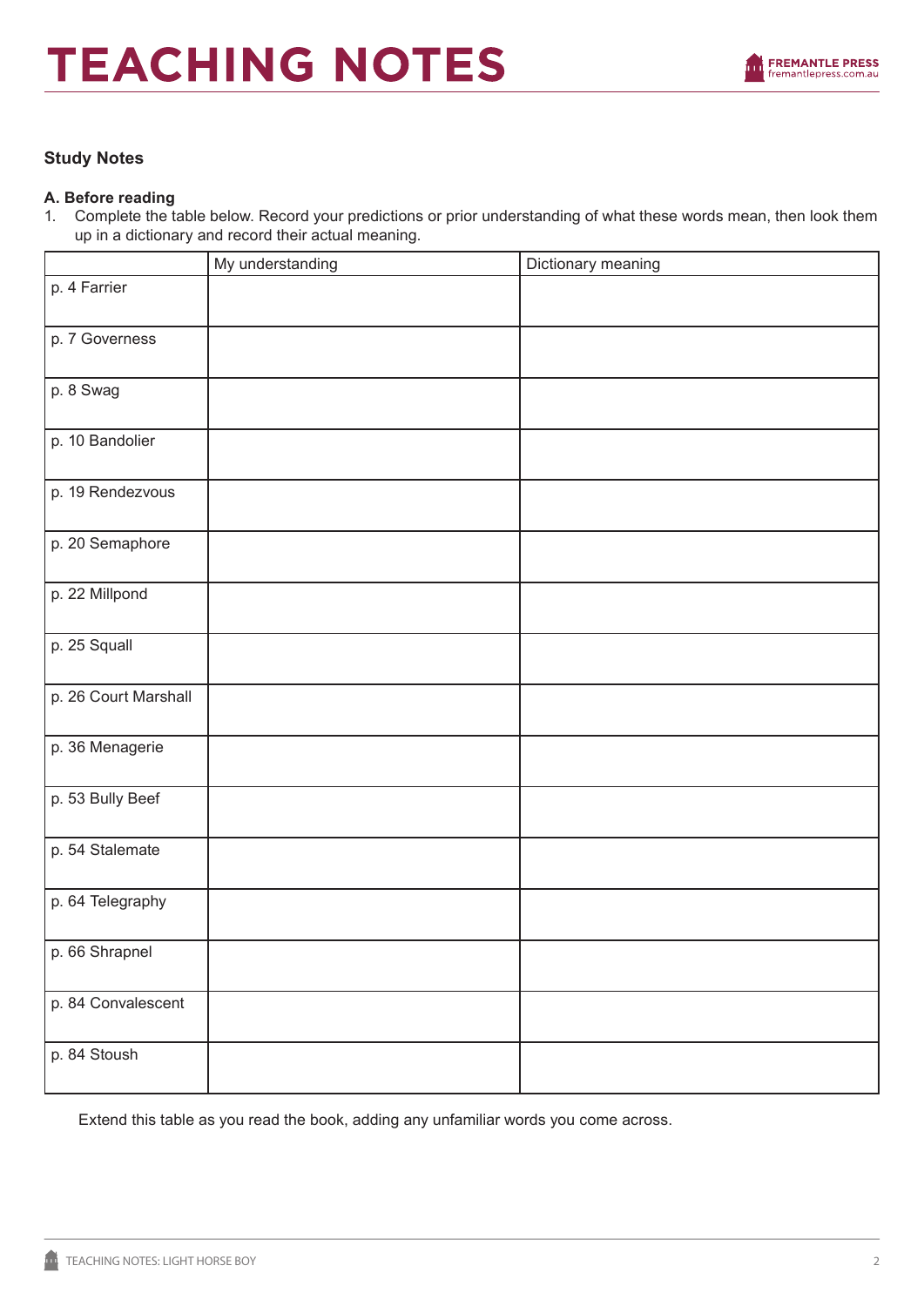# TEACHING NOTES

### Study Notes

**A. Before reading**

1. Complete the table below. Record your predictions or prior understanding of what these words mean, then look them up in a dictionary and record their actual meaning.

| | My understanding | Dictionary meaning |
|---|---|---|
| p. 4 Farrier | | |
| p. 7 Governess | | |
| p. 8 Swag | | |
| p. 10 Bandolier | | |
| p. 19 Rendezvous | | |
| p. 20 Semaphore | | |
| p. 22 Millpond | | |
| p. 25 Squall | | |
| p. 26 Court Marshall | | |
| p. 36 Menagerie | | |
| p. 53 Bully Beef | | |
| p. 54 Stalemate | | |
| p. 64 Telegraphy | | |
| p. 66 Shrapnel | | |
| p. 84 Convalescent | | |
| p. 84 Stoush | | |

Extend this table as you read the book, adding any unfamiliar words you come across.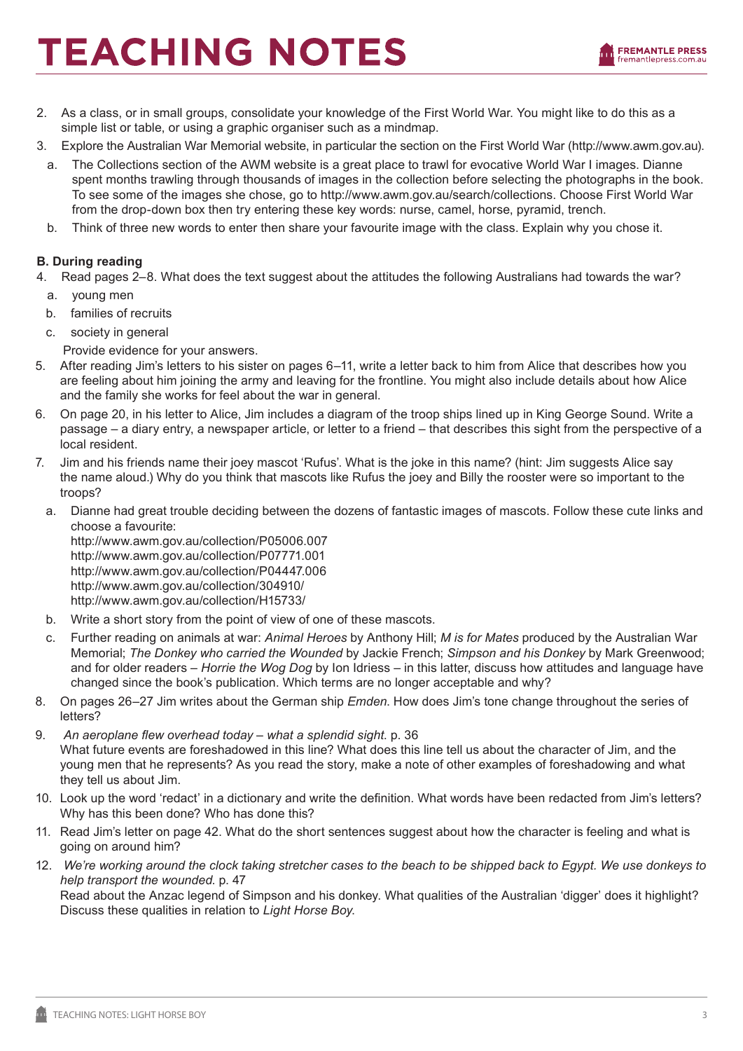2. As a class, or in small groups, consolidate your knowledge of the First World War. You might like to do this as a simple list or table, or using a graphic organiser such as a mindmap.
3. Explore the Australian War Memorial website, in particular the section on the First World War (http://www.awm.gov.au).
   a. The Collections section of the AWM website is a great place to trawl for evocative World War I images. Dianne spent months trawling through thousands of images in the collection before selecting the photographs in the book. To see some of the images she chose, go to http://www.awm.gov.au/search/collections. Choose First World War from the drop-down box then try entering these key words: nurse, camel, horse, pyramid, trench.
   b. Think of three new words to enter then share your favourite image with the class. Explain why you chose it.

**B. During reading**

4. Read pages 2–8. What does the text suggest about the attitudes the following Australians had towards the war?
   a. young men
   b. families of recruits
   c. society in general

   Provide evidence for your answers.
5. After reading Jim's letters to his sister on pages 6–11, write a letter back to him from Alice that describes how you are feeling about him joining the army and leaving for the frontline. You might also include details about how Alice and the family she works for feel about the war in general.
6. On page 20, in his letter to Alice, Jim includes a diagram of the troop ships lined up in King George Sound. Write a passage – a diary entry, a newspaper article, or letter to a friend – that describes this sight from the perspective of a local resident.
7. Jim and his friends name their joey mascot 'Rufus'. What is the joke in this name? (hint: Jim suggests Alice say the name aloud.) Why do you think that mascots like Rufus the joey and Billy the rooster were so important to the troops?
   a. Dianne had great trouble deciding between the dozens of fantastic images of mascots. Follow these cute links and choose a favourite:
      http://www.awm.gov.au/collection/P05006.007
      http://www.awm.gov.au/collection/P07771.001
      http://www.awm.gov.au/collection/P04447.006
      http://www.awm.gov.au/collection/304910/
      http://www.awm.gov.au/collection/H15733/
   b. Write a short story from the point of view of one of these mascots.
   c. Further reading on animals at war: *Animal Heroes* by Anthony Hill; *M is for Mates* produced by the Australian War Memorial; *The Donkey who carried the Wounded* by Jackie French; *Simpson and his Donkey* by Mark Greenwood; and for older readers – *Horrie the Wog Dog* by Ion Idriess – in this latter, discuss how attitudes and language have changed since the book's publication. Which terms are no longer acceptable and why?
8. On pages 26–27 Jim writes about the German ship *Emden*. How does Jim's tone change throughout the series of letters?
9. *An aeroplane flew overhead today – what a splendid sight.* p. 36
   What future events are foreshadowed in this line? What does this line tell us about the character of Jim, and the young men that he represents? As you read the story, make a note of other examples of foreshadowing and what they tell us about Jim.
10. Look up the word 'redact' in a dictionary and write the definition. What words have been redacted from Jim's letters? Why has this been done? Who has done this?
11. Read Jim's letter on page 42. What do the short sentences suggest about how the character is feeling and what is going on around him?
12. *We're working around the clock taking stretcher cases to the beach to be shipped back to Egypt. We use donkeys to help transport the wounded.* p. 47
    Read about the Anzac legend of Simpson and his donkey. What qualities of the Australian 'digger' does it highlight? Discuss these qualities in relation to *Light Horse Boy*.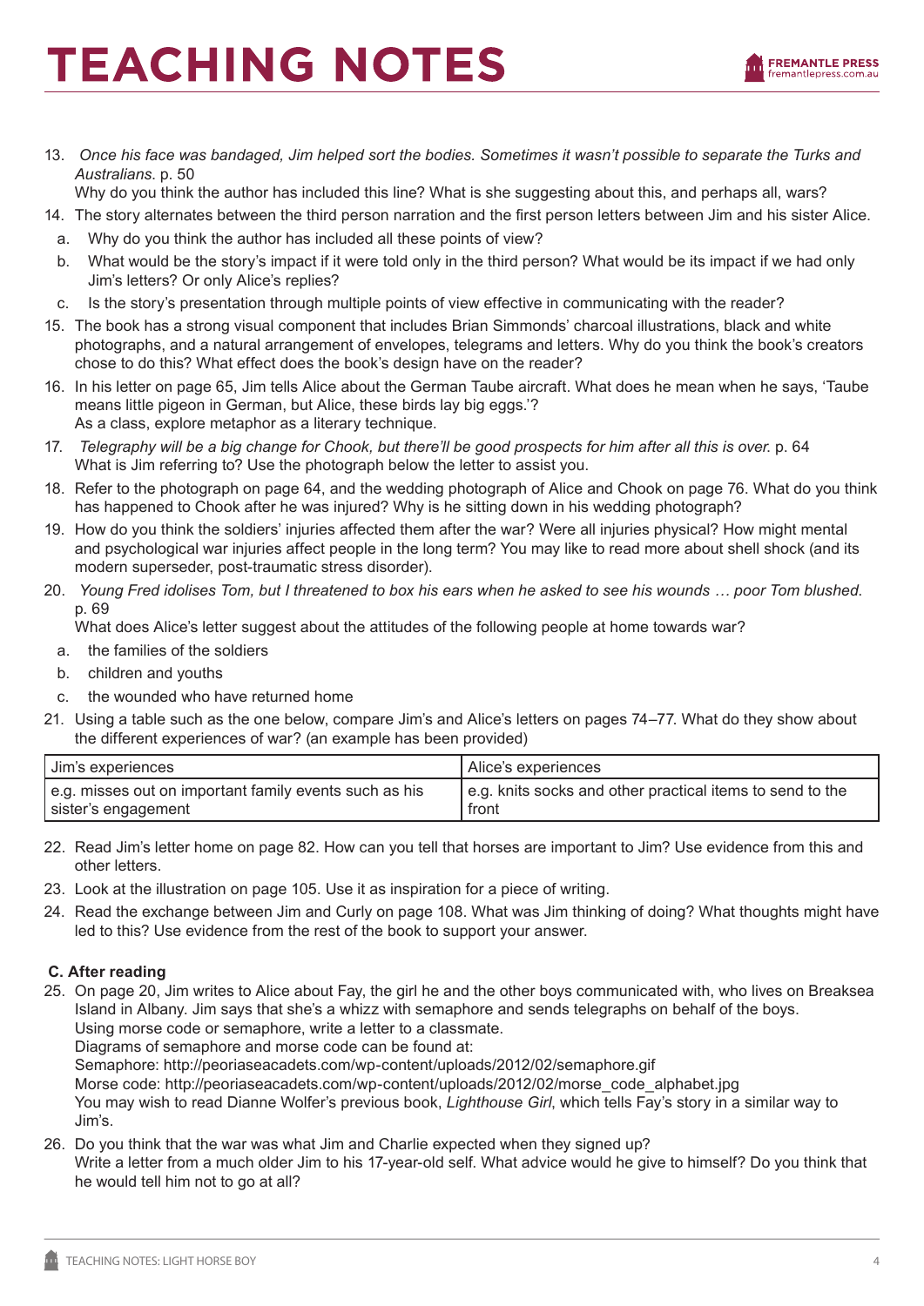13. *Once his face was bandaged, Jim helped sort the bodies. Sometimes it wasn't possible to separate the Turks and Australians.* p. 50
    Why do you think the author has included this line? What is she suggesting about this, and perhaps all, wars?
14. The story alternates between the third person narration and the first person letters between Jim and his sister Alice.
    a. Why do you think the author has included all these points of view?
    b. What would be the story's impact if it were told only in the third person? What would be its impact if we had only Jim's letters? Or only Alice's replies?
    c. Is the story's presentation through multiple points of view effective in communicating with the reader?
15. The book has a strong visual component that includes Brian Simmonds' charcoal illustrations, black and white photographs, and a natural arrangement of envelopes, telegrams and letters. Why do you think the book's creators chose to do this? What effect does the book's design have on the reader?
16. In his letter on page 65, Jim tells Alice about the German Taube aircraft. What does he mean when he says, 'Taube means little pigeon in German, but Alice, these birds lay big eggs.'?
    As a class, explore metaphor as a literary technique.
17. *Telegraphy will be a big change for Chook, but there'll be good prospects for him after all this is over.* p. 64
    What is Jim referring to? Use the photograph below the letter to assist you.
18. Refer to the photograph on page 64, and the wedding photograph of Alice and Chook on page 76. What do you think has happened to Chook after he was injured? Why is he sitting down in his wedding photograph?
19. How do you think the soldiers' injuries affected them after the war? Were all injuries physical? How might mental and psychological war injuries affect people in the long term? You may like to read more about shell shock (and its modern superseder, post-traumatic stress disorder).
20. *Young Fred idolises Tom, but I threatened to box his ears when he asked to see his wounds … poor Tom blushed.* p. 69
    What does Alice's letter suggest about the attitudes of the following people at home towards war?
    a. the families of the soldiers
    b. children and youths
    c. the wounded who have returned home
21. Using a table such as the one below, compare Jim's and Alice's letters on pages 74–77. What do they show about the different experiences of war? (an example has been provided)

| Jim's experiences | Alice's experiences |
|---|---|
| e.g. misses out on important family events such as his sister's engagement | e.g. knits socks and other practical items to send to the front |

22. Read Jim's letter home on page 82. How can you tell that horses are important to Jim? Use evidence from this and other letters.
23. Look at the illustration on page 105. Use it as inspiration for a piece of writing.
24. Read the exchange between Jim and Curly on page 108. What was Jim thinking of doing? What thoughts might have led to this? Use evidence from the rest of the book to support your answer.

**C. After reading**

25. On page 20, Jim writes to Alice about Fay, the girl he and the other boys communicated with, who lives on Breaksea Island in Albany. Jim says that she's a whizz with semaphore and sends telegraphs on behalf of the boys.
    Using morse code or semaphore, write a letter to a classmate.
    Diagrams of semaphore and morse code can be found at:
    Semaphore: http://peoriaseacadets.com/wp-content/uploads/2012/02/semaphore.gif
    Morse code: http://peoriaseacadets.com/wp-content/uploads/2012/02/morse_code_alphabet.jpg
    You may wish to read Dianne Wolfer's previous book, *Lighthouse Girl*, which tells Fay's story in a similar way to Jim's.
26. Do you think that the war was what Jim and Charlie expected when they signed up?
    Write a letter from a much older Jim to his 17-year-old self. What advice would he give to himself? Do you think that he would tell him not to go at all?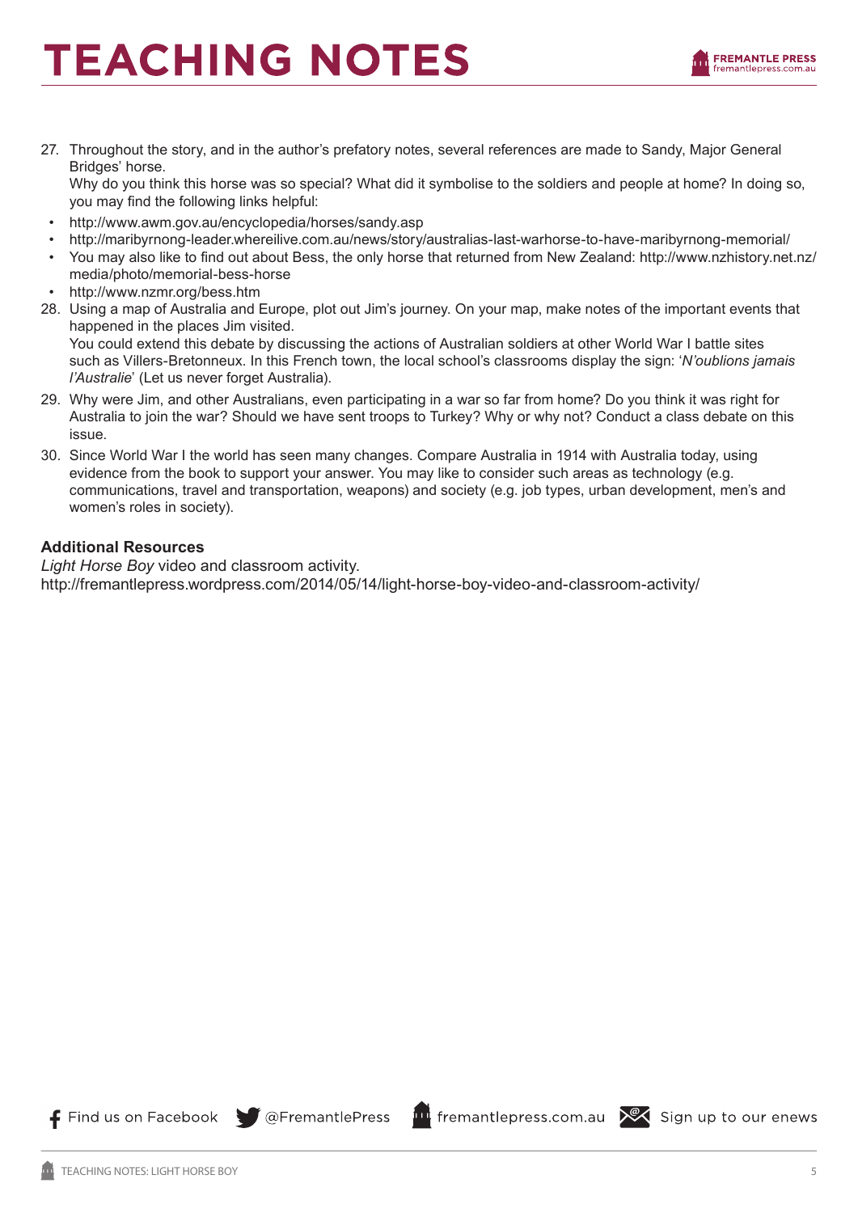27. Throughout the story, and in the author's prefatory notes, several references are made to Sandy, Major General Bridges' horse.
    Why do you think this horse was so special? What did it symbolise to the soldiers and people at home? In doing so, you may find the following links helpful:

- http://www.awm.gov.au/encyclopedia/horses/sandy.asp
- http://maribyrnong-leader.whereilive.com.au/news/story/australias-last-warhorse-to-have-maribyrnong-memorial/
- You may also like to find out about Bess, the only horse that returned from New Zealand: http://www.nzhistory.net.nz/media/photo/memorial-bess-horse
- http://www.nzmr.org/bess.htm

28. Using a map of Australia and Europe, plot out Jim's journey. On your map, make notes of the important events that happened in the places Jim visited.
    You could extend this debate by discussing the actions of Australian soldiers at other World War I battle sites such as Villers-Bretonneux. In this French town, the local school's classrooms display the sign: '*N'oublions jamais l'Australie*' (Let us never forget Australia).
29. Why were Jim, and other Australians, even participating in a war so far from home? Do you think it was right for Australia to join the war? Should we have sent troops to Turkey? Why or why not? Conduct a class debate on this issue.
30. Since World War I the world has seen many changes. Compare Australia in 1914 with Australia today, using evidence from the book to support your answer. You may like to consider such areas as technology (e.g. communications, travel and transportation, weapons) and society (e.g. job types, urban development, men's and women's roles in society).

**Additional Resources**

*Light Horse Boy* video and classroom activity.
http://fremantlepress.wordpress.com/2014/05/14/light-horse-boy-video-and-classroom-activity/

Find us on Facebook @FremantlePress fremantlepress.com.au Sign up to our enews